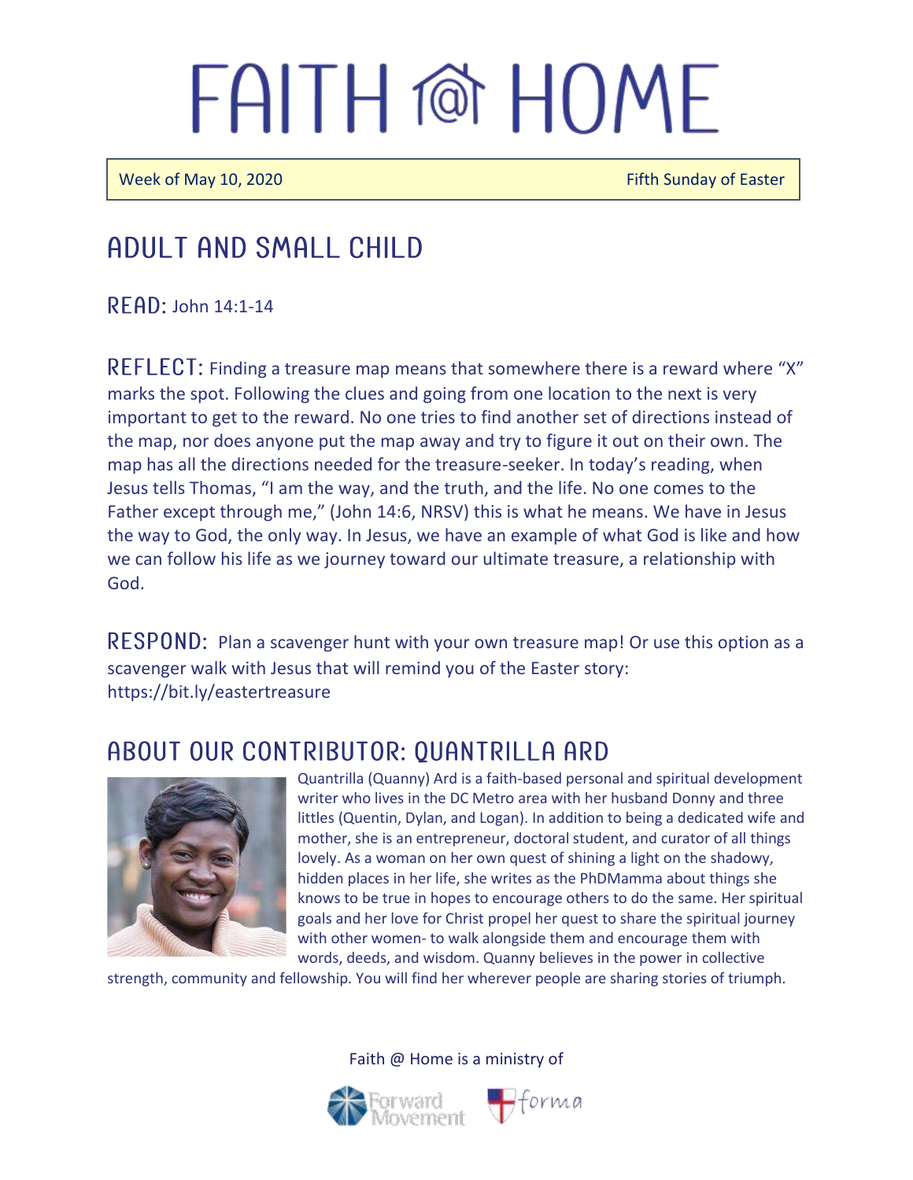# FAITH @ HOME

Week of May 10, 2020 — Fifth Sunday of Easter

## ADULT AND SMALL CHILD

**READ:** John 14:1-14

**REFLECT:** Finding a treasure map means that somewhere there is a reward where "X" marks the spot. Following the clues and going from one location to the next is very important to get to the reward. No one tries to find another set of directions instead of the map, nor does anyone put the map away and try to figure it out on their own. The map has all the directions needed for the treasure-seeker. In today's reading, when Jesus tells Thomas, "I am the way, and the truth, and the life. No one comes to the Father except through me," (John 14:6, NRSV) this is what he means. We have in Jesus the way to God, the only way. In Jesus, we have an example of what God is like and how we can follow his life as we journey toward our ultimate treasure, a relationship with God.

**RESPOND:** Plan a scavenger hunt with your own treasure map! Or use this option as a scavenger walk with Jesus that will remind you of the Easter story: https://bit.ly/eastertreasure

## ABOUT OUR CONTRIBUTOR: QUANTRILLA ARD

Quantrilla (Quanny) Ard is a faith-based personal and spiritual development writer who lives in the DC Metro area with her husband Donny and three littles (Quentin, Dylan, and Logan). In addition to being a dedicated wife and mother, she is an entrepreneur, doctoral student, and curator of all things lovely. As a woman on her own quest of shining a light on the shadowy, hidden places in her life, she writes as the PhDMamma about things she knows to be true in hopes to encourage others to do the same. Her spiritual goals and her love for Christ propel her quest to share the spiritual journey with other women- to walk alongside them and encourage them with words, deeds, and wisdom. Quanny believes in the power in collective strength, community and fellowship. You will find her wherever people are sharing stories of triumph.

Faith @ Home is a ministry of Forward Movement and forma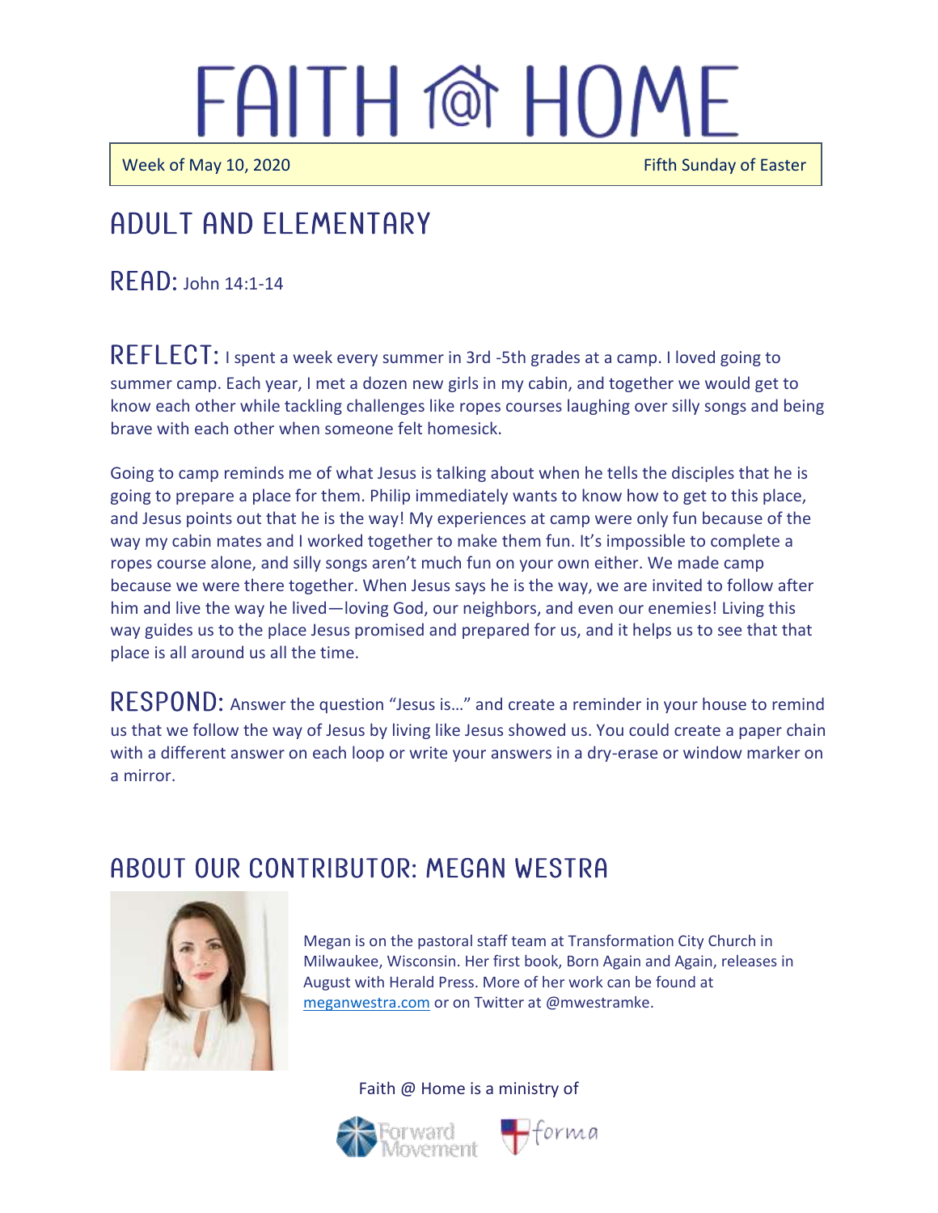# FAITH @ HOME

Week of May 10, 2020 — Fifth Sunday of Easter

## ADULT AND ELEMENTARY

**READ:** John 14:1-14

**REFLECT:** I spent a week every summer in 3rd -5th grades at a camp. I loved going to summer camp. Each year, I met a dozen new girls in my cabin, and together we would get to know each other while tackling challenges like ropes courses laughing over silly songs and being brave with each other when someone felt homesick.

Going to camp reminds me of what Jesus is talking about when he tells the disciples that he is going to prepare a place for them. Philip immediately wants to know how to get to this place, and Jesus points out that he is the way! My experiences at camp were only fun because of the way my cabin mates and I worked together to make them fun. It's impossible to complete a ropes course alone, and silly songs aren't much fun on your own either. We made camp because we were there together. When Jesus says he is the way, we are invited to follow after him and live the way he lived—loving God, our neighbors, and even our enemies! Living this way guides us to the place Jesus promised and prepared for us, and it helps us to see that that place is all around us all the time.

**RESPOND:** Answer the question "Jesus is…" and create a reminder in your house to remind us that we follow the way of Jesus by living like Jesus showed us. You could create a paper chain with a different answer on each loop or write your answers in a dry-erase or window marker on a mirror.

## ABOUT OUR CONTRIBUTOR: MEGAN WESTRA

Megan is on the pastoral staff team at Transformation City Church in Milwaukee, Wisconsin. Her first book, Born Again and Again, releases in August with Herald Press. More of her work can be found at meganwestra.com or on Twitter at @mwestramke.

Faith @ Home is a ministry of

Forward Movement forma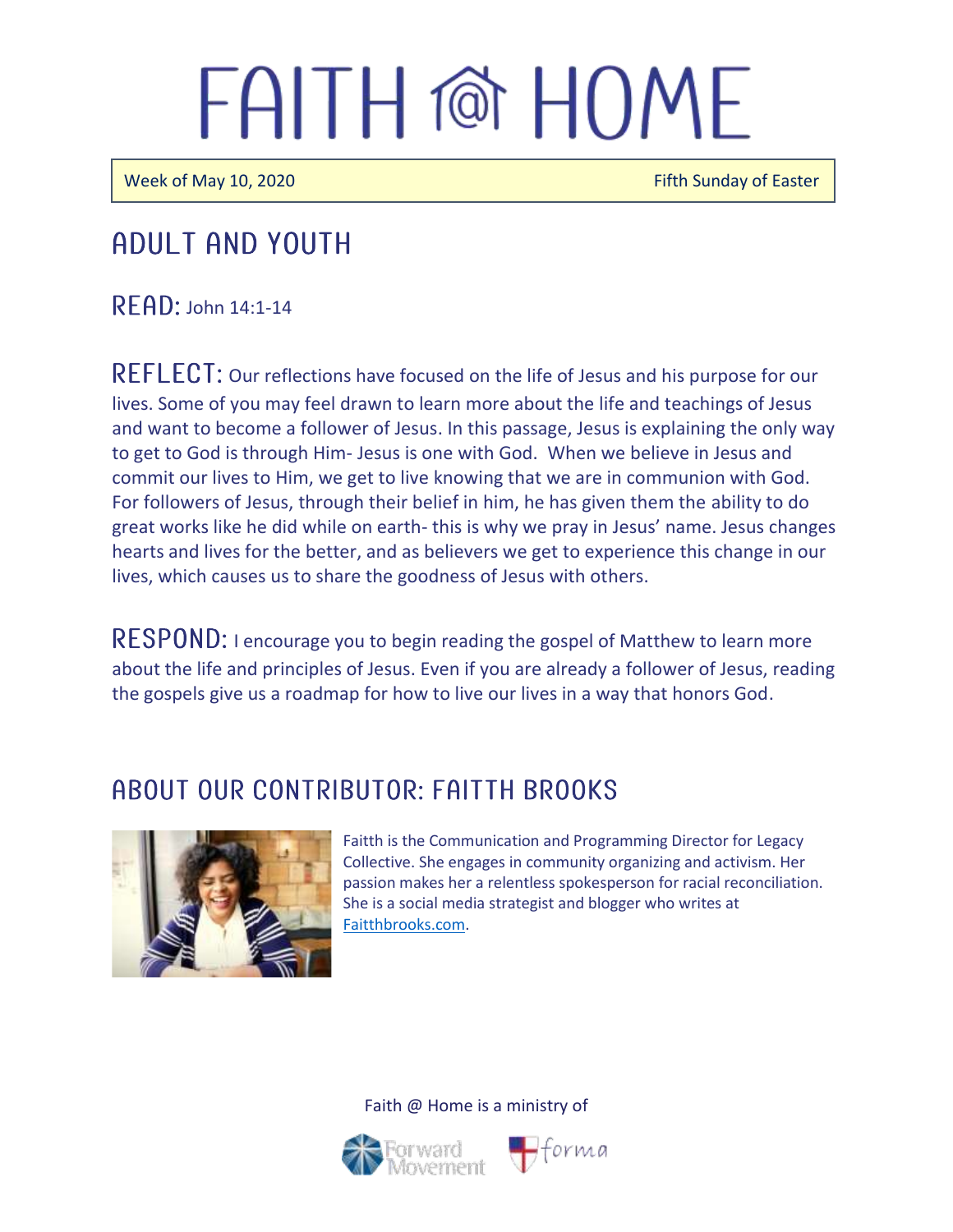# FAITH @ HOME

Week of May 10, 2020 — Fifth Sunday of Easter

## ADULT AND YOUTH

**READ:** John 14:1-14

**REFLECT:** Our reflections have focused on the life of Jesus and his purpose for our lives. Some of you may feel drawn to learn more about the life and teachings of Jesus and want to become a follower of Jesus. In this passage, Jesus is explaining the only way to get to God is through Him- Jesus is one with God. When we believe in Jesus and commit our lives to Him, we get to live knowing that we are in communion with God. For followers of Jesus, through their belief in him, he has given them the ability to do great works like he did while on earth- this is why we pray in Jesus' name. Jesus changes hearts and lives for the better, and as believers we get to experience this change in our lives, which causes us to share the goodness of Jesus with others.

**RESPOND:** I encourage you to begin reading the gospel of Matthew to learn more about the life and principles of Jesus. Even if you are already a follower of Jesus, reading the gospels give us a roadmap for how to live our lives in a way that honors God.

## ABOUT OUR CONTRIBUTOR: FAITTH BROOKS

Faitth is the Communication and Programming Director for Legacy Collective. She engages in community organizing and activism. Her passion makes her a relentless spokesperson for racial reconciliation. She is a social media strategist and blogger who writes at Faitthbrooks.com.

Faith @ Home is a ministry of Forward Movement and forma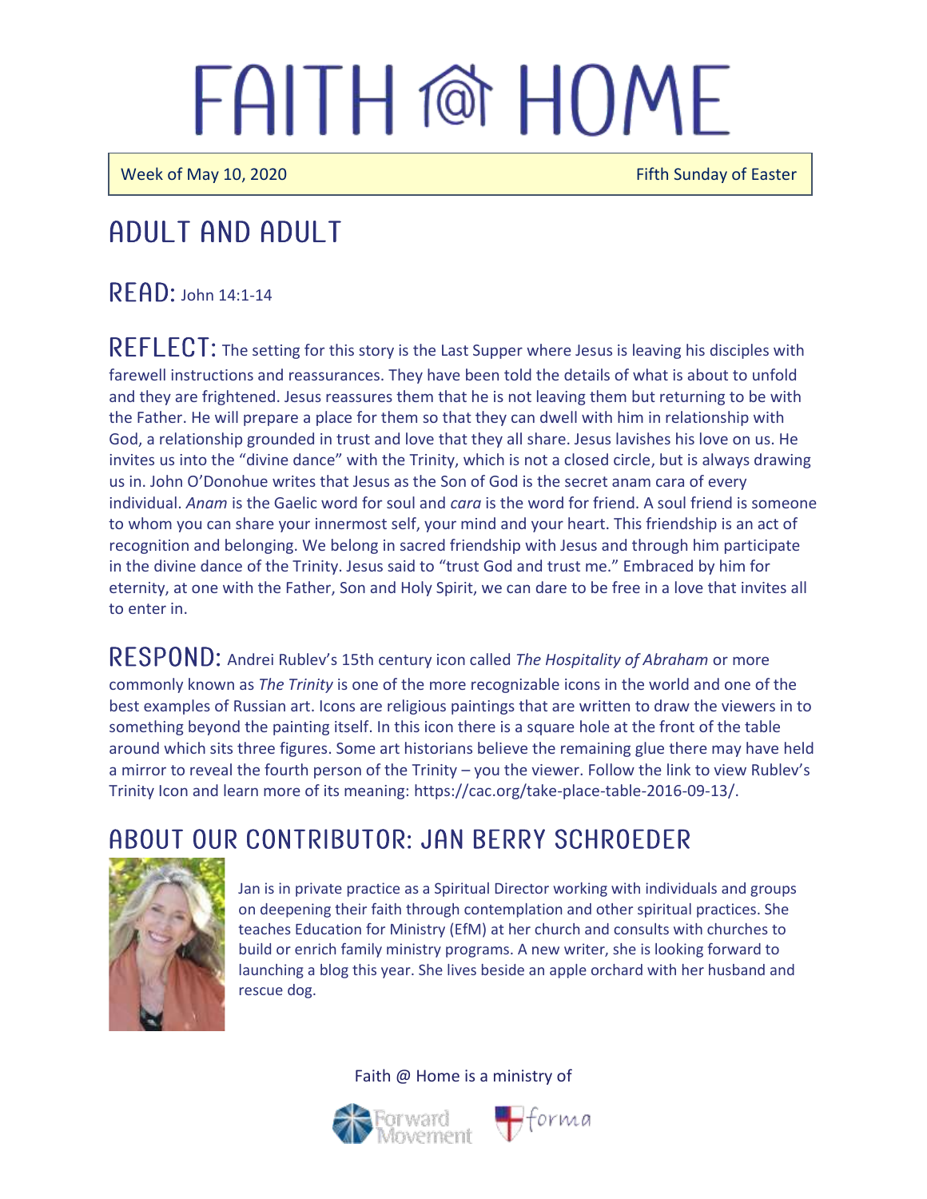// FAITH @ HOME

Week of May 10, 2020 | Fifth Sunday of Easter

## ADULT AND ADULT

**READ:** John 14:1-14

**REFLECT:** The setting for this story is the Last Supper where Jesus is leaving his disciples with farewell instructions and reassurances. They have been told the details of what is about to unfold and they are frightened. Jesus reassures them that he is not leaving them but returning to be with the Father. He will prepare a place for them so that they can dwell with him in relationship with God, a relationship grounded in trust and love that they all share. Jesus lavishes his love on us. He invites us into the "divine dance" with the Trinity, which is not a closed circle, but is always drawing us in. John O'Donohue writes that Jesus as the Son of God is the secret anam cara of every individual. *Anam* is the Gaelic word for soul and *cara* is the word for friend. A soul friend is someone to whom you can share your innermost self, your mind and your heart. This friendship is an act of recognition and belonging. We belong in sacred friendship with Jesus and through him participate in the divine dance of the Trinity. Jesus said to "trust God and trust me." Embraced by him for eternity, at one with the Father, Son and Holy Spirit, we can dare to be free in a love that invites all to enter in.

**RESPOND:** Andrei Rublev's 15th century icon called *The Hospitality of Abraham* or more commonly known as *The Trinity* is one of the more recognizable icons in the world and one of the best examples of Russian art. Icons are religious paintings that are written to draw the viewers in to something beyond the painting itself. In this icon there is a square hole at the front of the table around which sits three figures. Some art historians believe the remaining glue there may have held a mirror to reveal the fourth person of the Trinity – you the viewer. Follow the link to view Rublev's Trinity Icon and learn more of its meaning: https://cac.org/take-place-table-2016-09-13/.

## ABOUT OUR CONTRIBUTOR: JAN BERRY SCHROEDER

Jan is in private practice as a Spiritual Director working with individuals and groups on deepening their faith through contemplation and other spiritual practices. She teaches Education for Ministry (EfM) at her church and consults with churches to build or enrich family ministry programs. A new writer, she is looking forward to launching a blog this year. She lives beside an apple orchard with her husband and rescue dog.

Faith @ Home is a ministry of

Forward Movement forma